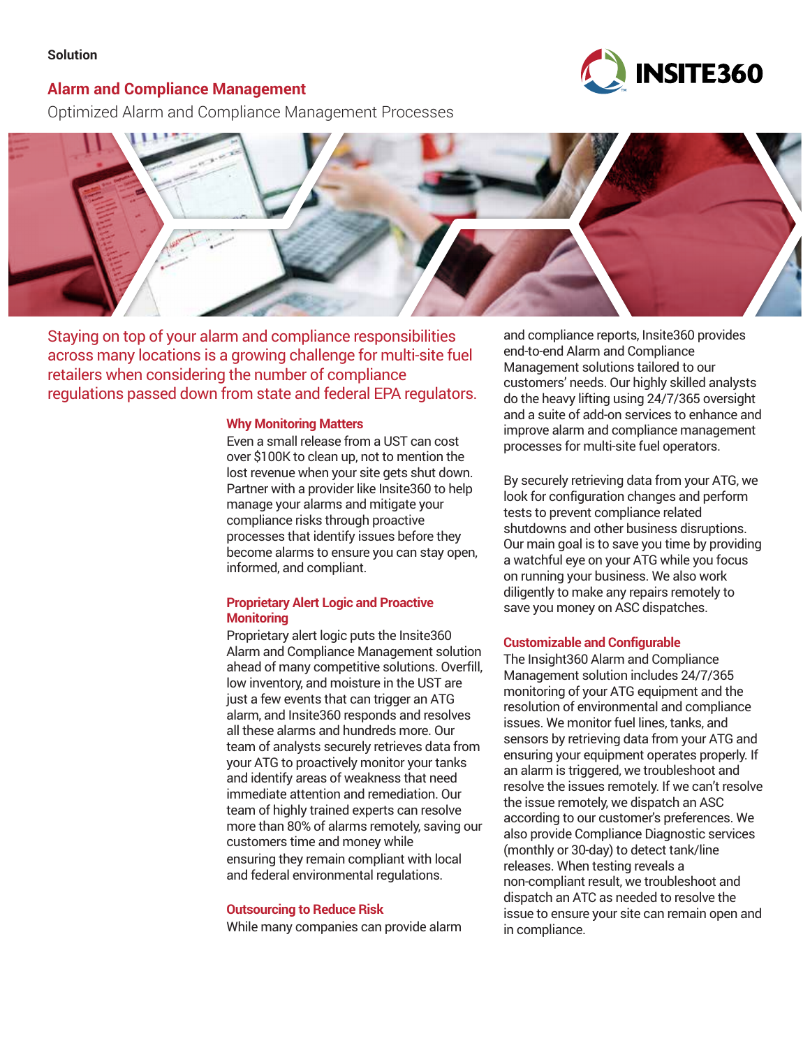Solution

# Alarm and Compliance Management

Optimized Alarm and Compliance Management Processes

Staying on top of your alarm and compliance responsibilities across many locations is a growing challenge for multi-site fuel retailers when considering the number of compliance regulations passed down from state and federal EPA regulators.

## Why Monitoring Matters

Even a small release from a UST can cost over $100K to clean up, not to mention the lost revenue when your site gets shut down. Partner with a provider like Insite360 to help manage your alarms and mitigate your compliance risks through proactive processes that identify issues before they become alarms to ensure you can stay open, informed, and compliant.

## Proprietary Alert Logic and Proactive Monitoring

Proprietary alert logic puts the Insite360 Alarm and Compliance Management solution ahead of many competitive solutions. Overfill, low inventory, and moisture in the UST are just a few events that can trigger an ATG alarm, and Insite360 responds and resolves all these alarms and hundreds more. Our team of analysts securely retrieves data from your ATG to proactively monitor your tanks and identify areas of weakness that need immediate attention and remediation. Our team of highly trained experts can resolve more than 80% of alarms remotely, saving our customers time and money while ensuring they remain compliant with local and federal environmental regulations.

## Outsourcing to Reduce Risk

While many companies can provide alarm and compliance reports, Insite360 provides end-to-end Alarm and Compliance Management solutions tailored to our customers' needs. Our highly skilled analysts do the heavy lifting using 24/7/365 oversight and a suite of add-on services to enhance and improve alarm and compliance management processes for multi-site fuel operators.

By securely retrieving data from your ATG, we look for configuration changes and perform tests to prevent compliance related shutdowns and other business disruptions. Our main goal is to save you time by providing a watchful eye on your ATG while you focus on running your business. We also work diligently to make any repairs remotely to save you money on ASC dispatches.

## Customizable and Configurable

The Insight360 Alarm and Compliance Management solution includes 24/7/365 monitoring of your ATG equipment and the resolution of environmental and compliance issues. We monitor fuel lines, tanks, and sensors by retrieving data from your ATG and ensuring your equipment operates properly. If an alarm is triggered, we troubleshoot and resolve the issues remotely. If we can't resolve the issue remotely, we dispatch an ASC according to our customer's preferences. We also provide Compliance Diagnostic services (monthly or 30-day) to detect tank/line releases. When testing reveals a non-compliant result, we troubleshoot and dispatch an ATC as needed to resolve the issue to ensure your site can remain open and in compliance.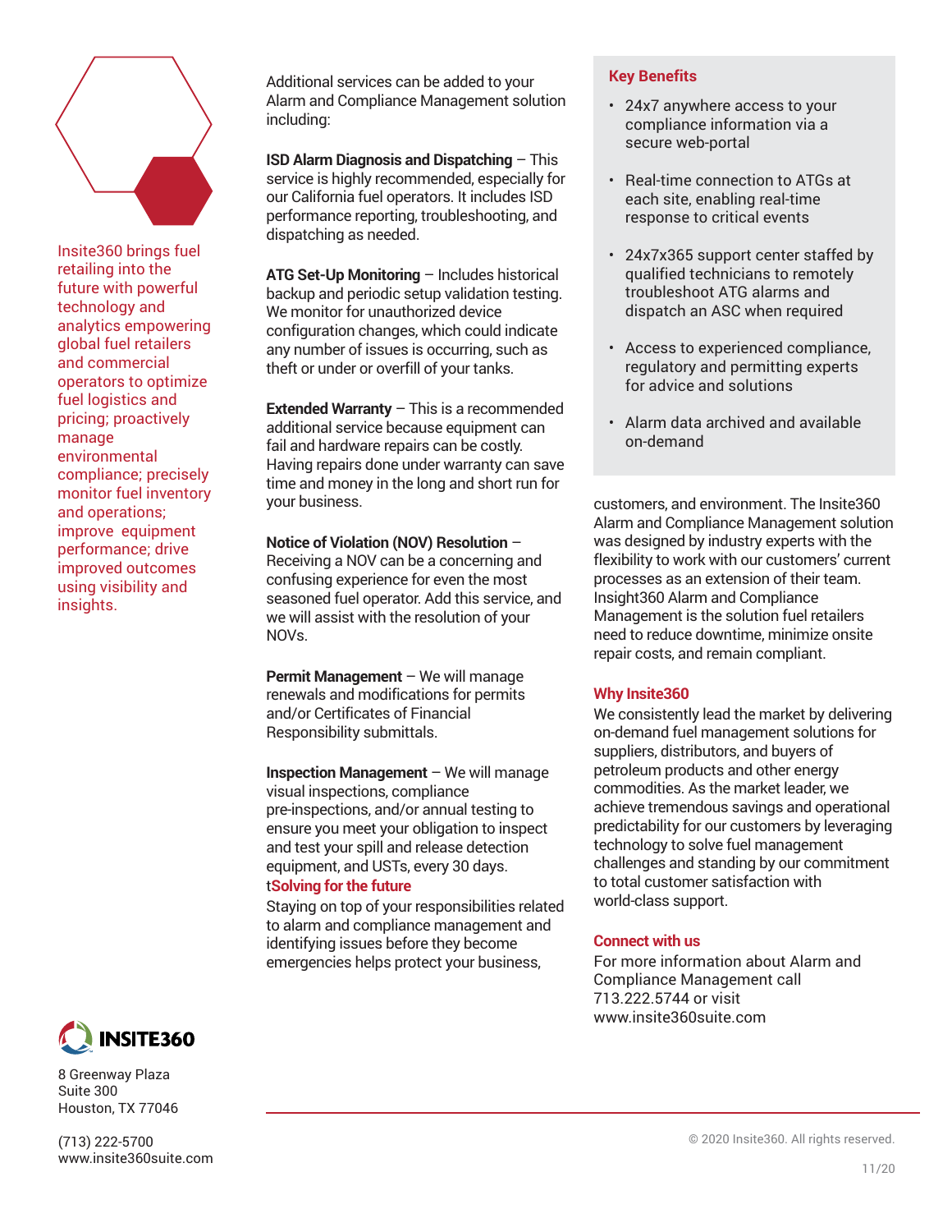Insite360 brings fuel retailing into the future with powerful technology and analytics empowering global fuel retailers and commercial operators to optimize fuel logistics and pricing; proactively manage environmental compliance; precisely monitor fuel inventory and operations; improve equipment performance; drive improved outcomes using visibility and insights.

Additional services can be added to your Alarm and Compliance Management solution including:

**ISD Alarm Diagnosis and Dispatching** – This service is highly recommended, especially for our California fuel operators. It includes ISD performance reporting, troubleshooting, and dispatching as needed.

**ATG Set-Up Monitoring** – Includes historical backup and periodic setup validation testing. We monitor for unauthorized device configuration changes, which could indicate any number of issues is occurring, such as theft or under or overfill of your tanks.

**Extended Warranty** – This is a recommended additional service because equipment can fail and hardware repairs can be costly. Having repairs done under warranty can save time and money in the long and short run for your business.

**Notice of Violation (NOV) Resolution** – Receiving a NOV can be a concerning and confusing experience for even the most seasoned fuel operator. Add this service, and we will assist with the resolution of your NOVs.

**Permit Management** – We will manage renewals and modifications for permits and/or Certificates of Financial Responsibility submittals.

**Inspection Management** – We will manage visual inspections, compliance pre-inspections, and/or annual testing to ensure you meet your obligation to inspect and test your spill and release detection equipment, and USTs, every 30 days.

## tSolving for the future

Staying on top of your responsibilities related to alarm and compliance management and identifying issues before they become emergencies helps protect your business, customers, and environment. The Insite360 Alarm and Compliance Management solution was designed by industry experts with the flexibility to work with our customers' current processes as an extension of their team. Insight360 Alarm and Compliance Management is the solution fuel retailers need to reduce downtime, minimize onsite repair costs, and remain compliant.

## Key Benefits

- 24x7 anywhere access to your compliance information via a secure web-portal
- Real-time connection to ATGs at each site, enabling real-time response to critical events
- 24x7x365 support center staffed by qualified technicians to remotely troubleshoot ATG alarms and dispatch an ASC when required
- Access to experienced compliance, regulatory and permitting experts for advice and solutions
- Alarm data archived and available on-demand

## Why Insite360

We consistently lead the market by delivering on-demand fuel management solutions for suppliers, distributors, and buyers of petroleum products and other energy commodities. As the market leader, we achieve tremendous savings and operational predictability for our customers by leveraging technology to solve fuel management challenges and standing by our commitment to total customer satisfaction with world-class support.

## Connect with us

For more information about Alarm and Compliance Management call 713.222.5744 or visit www.insite360suite.com

INSITE360

8 Greenway Plaza
Suite 300
Houston, TX 77046

(713) 222-5700
www.insite360suite.com

© 2020 Insite360. All rights reserved.

11/20